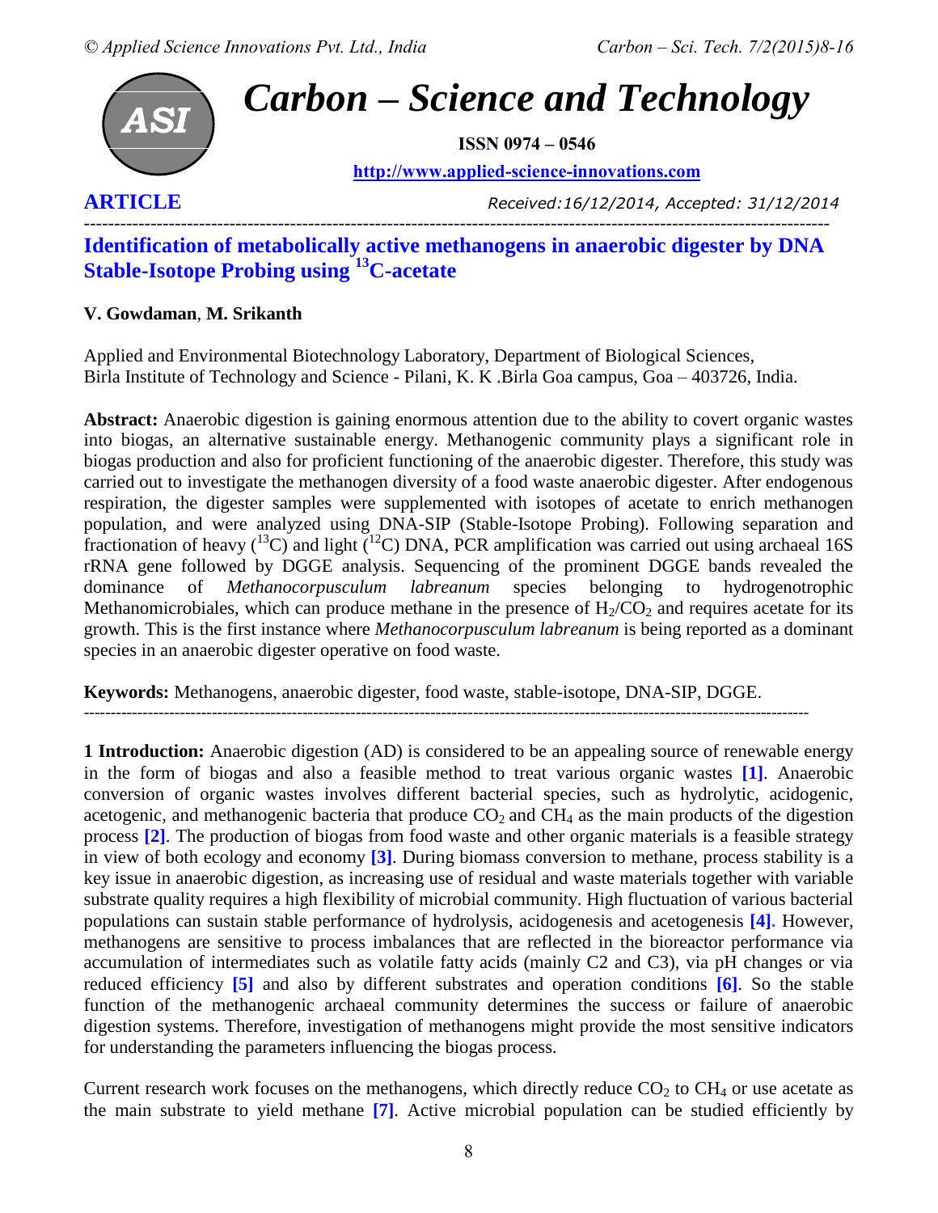# Carbon – Science and Technology

**ISSN 0974 – 0546**

http://www.applied-science-innovations.com

**ARTICLE**

*Received:16/12/2014, Accepted: 31/12/2014*

## Identification of metabolically active methanogens in anaerobic digester by DNA Stable-Isotope Probing using $^{13}$C-acetate

**V. Gowdaman**, **M. Srikanth**

Applied and Environmental Biotechnology Laboratory, Department of Biological Sciences, Birla Institute of Technology and Science - Pilani, K. K .Birla Goa campus, Goa – 403726, India.

**Abstract:** Anaerobic digestion is gaining enormous attention due to the ability to covert organic wastes into biogas, an alternative sustainable energy. Methanogenic community plays a significant role in biogas production and also for proficient functioning of the anaerobic digester. Therefore, this study was carried out to investigate the methanogen diversity of a food waste anaerobic digester. After endogenous respiration, the digester samples were supplemented with isotopes of acetate to enrich methanogen population, and were analyzed using DNA-SIP (Stable-Isotope Probing). Following separation and fractionation of heavy ($^{13}$C) and light ($^{12}$C) DNA, PCR amplification was carried out using archaeal 16S rRNA gene followed by DGGE analysis. Sequencing of the prominent DGGE bands revealed the dominance of *Methanocorpusculum labreanum* species belonging to hydrogenotrophic Methanomicrobiales, which can produce methane in the presence of $H_2/CO_2$ and requires acetate for its growth. This is the first instance where *Methanocorpusculum labreanum* is being reported as a dominant species in an anaerobic digester operative on food waste.

**Keywords:** Methanogens, anaerobic digester, food waste, stable-isotope, DNA-SIP, DGGE.

**1 Introduction:** Anaerobic digestion (AD) is considered to be an appealing source of renewable energy in the form of biogas and also a feasible method to treat various organic wastes **[1]**. Anaerobic conversion of organic wastes involves different bacterial species, such as hydrolytic, acidogenic, acetogenic, and methanogenic bacteria that produce $CO_2$ and $CH_4$ as the main products of the digestion process **[2]**. The production of biogas from food waste and other organic materials is a feasible strategy in view of both ecology and economy **[3]**. During biomass conversion to methane, process stability is a key issue in anaerobic digestion, as increasing use of residual and waste materials together with variable substrate quality requires a high flexibility of microbial community. High fluctuation of various bacterial populations can sustain stable performance of hydrolysis, acidogenesis and acetogenesis **[4]**. However, methanogens are sensitive to process imbalances that are reflected in the bioreactor performance via accumulation of intermediates such as volatile fatty acids (mainly C2 and C3), via pH changes or via reduced efficiency **[5]** and also by different substrates and operation conditions **[6]**. So the stable function of the methanogenic archaeal community determines the success or failure of anaerobic digestion systems. Therefore, investigation of methanogens might provide the most sensitive indicators for understanding the parameters influencing the biogas process.

Current research work focuses on the methanogens, which directly reduce $CO_2$ to $CH_4$ or use acetate as the main substrate to yield methane **[7]**. Active microbial population can be studied efficiently by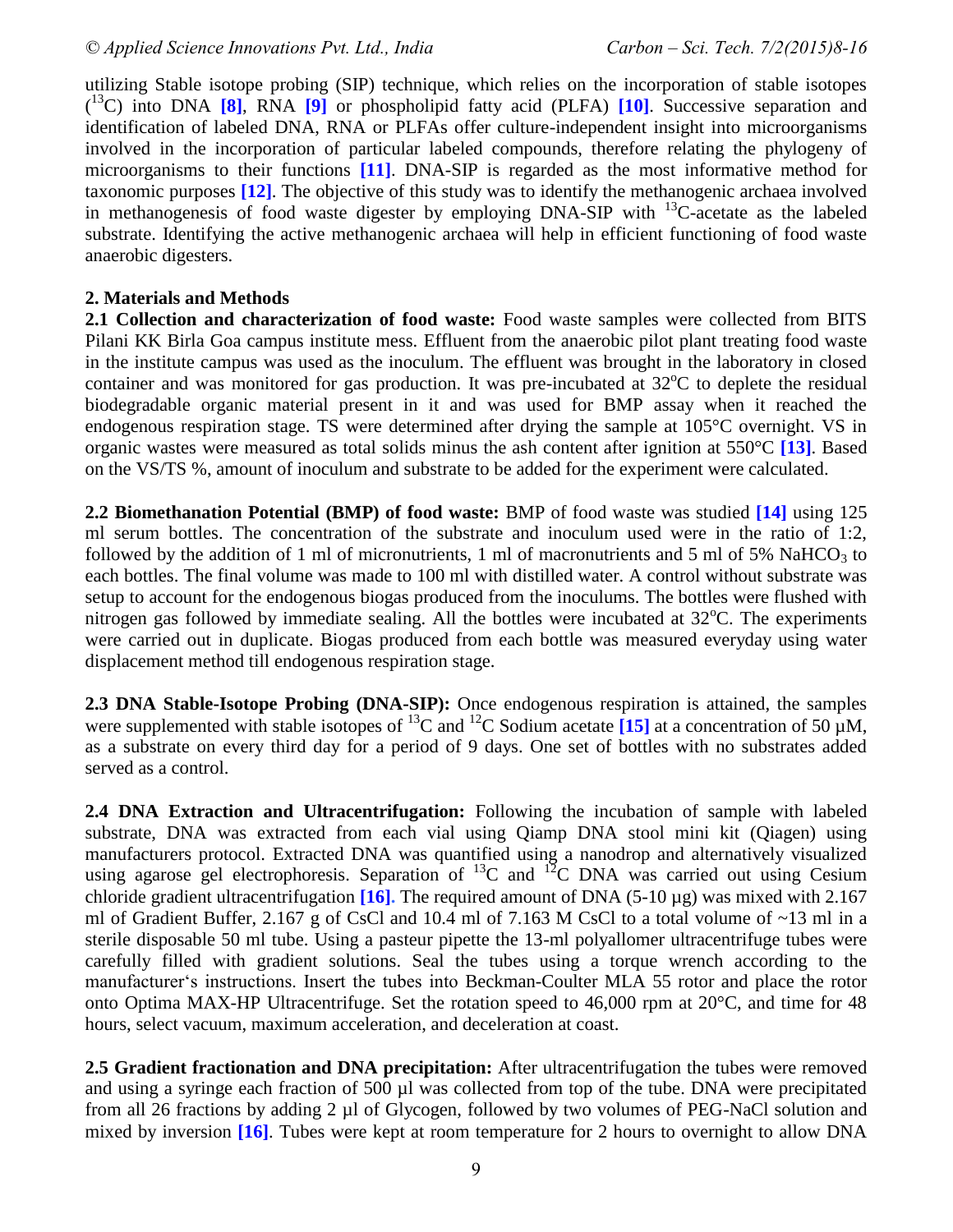utilizing Stable isotope probing (SIP) technique, which relies on the incorporation of stable isotopes ($^{13}C$) into DNA **[8]**, RNA **[9]** or phospholipid fatty acid (PLFA) **[10]**. Successive separation and identification of labeled DNA, RNA or PLFAs offer culture-independent insight into microorganisms involved in the incorporation of particular labeled compounds, therefore relating the phylogeny of microorganisms to their functions **[11]**. DNA-SIP is regarded as the most informative method for taxonomic purposes **[12]**. The objective of this study was to identify the methanogenic archaea involved in methanogenesis of food waste digester by employing DNA-SIP with $^{13}C$-acetate as the labeled substrate. Identifying the active methanogenic archaea will help in efficient functioning of food waste anaerobic digesters.

## 2. Materials and Methods

**2.1 Collection and characterization of food waste:** Food waste samples were collected from BITS Pilani KK Birla Goa campus institute mess. Effluent from the anaerobic pilot plant treating food waste in the institute campus was used as the inoculum. The effluent was brought in the laboratory in closed container and was monitored for gas production. It was pre-incubated at 32°C to deplete the residual biodegradable organic material present in it and was used for BMP assay when it reached the endogenous respiration stage. TS were determined after drying the sample at 105°C overnight. VS in organic wastes were measured as total solids minus the ash content after ignition at 550°C **[13]**. Based on the VS/TS %, amount of inoculum and substrate to be added for the experiment were calculated.

**2.2 Biomethanation Potential (BMP) of food waste:** BMP of food waste was studied **[14]** using 125 ml serum bottles. The concentration of the substrate and inoculum used were in the ratio of 1:2, followed by the addition of 1 ml of micronutrients, 1 ml of macronutrients and 5 ml of 5% $NaHCO_3$ to each bottles. The final volume was made to 100 ml with distilled water. A control without substrate was setup to account for the endogenous biogas produced from the inoculums. The bottles were flushed with nitrogen gas followed by immediate sealing. All the bottles were incubated at 32°C. The experiments were carried out in duplicate. Biogas produced from each bottle was measured everyday using water displacement method till endogenous respiration stage.

**2.3 DNA Stable-Isotope Probing (DNA-SIP):** Once endogenous respiration is attained, the samples were supplemented with stable isotopes of $^{13}C$ and $^{12}C$ Sodium acetate **[15]** at a concentration of 50 µM, as a substrate on every third day for a period of 9 days. One set of bottles with no substrates added served as a control.

**2.4 DNA Extraction and Ultracentrifugation:** Following the incubation of sample with labeled substrate, DNA was extracted from each vial using Qiamp DNA stool mini kit (Qiagen) using manufacturers protocol. Extracted DNA was quantified using a nanodrop and alternatively visualized using agarose gel electrophoresis. Separation of $^{13}C$ and $^{12}C$ DNA was carried out using Cesium chloride gradient ultracentrifugation **[16]**. The required amount of DNA (5-10 µg) was mixed with 2.167 ml of Gradient Buffer, 2.167 g of CsCl and 10.4 ml of 7.163 M CsCl to a total volume of ~13 ml in a sterile disposable 50 ml tube. Using a pasteur pipette the 13-ml polyallomer ultracentrifuge tubes were carefully filled with gradient solutions. Seal the tubes using a torque wrench according to the manufacturer's instructions. Insert the tubes into Beckman-Coulter MLA 55 rotor and place the rotor onto Optima MAX-HP Ultracentrifuge. Set the rotation speed to 46,000 rpm at 20°C, and time for 48 hours, select vacuum, maximum acceleration, and deceleration at coast.

**2.5 Gradient fractionation and DNA precipitation:** After ultracentrifugation the tubes were removed and using a syringe each fraction of 500 µl was collected from top of the tube. DNA were precipitated from all 26 fractions by adding 2 µl of Glycogen, followed by two volumes of PEG-NaCl solution and mixed by inversion **[16]**. Tubes were kept at room temperature for 2 hours to overnight to allow DNA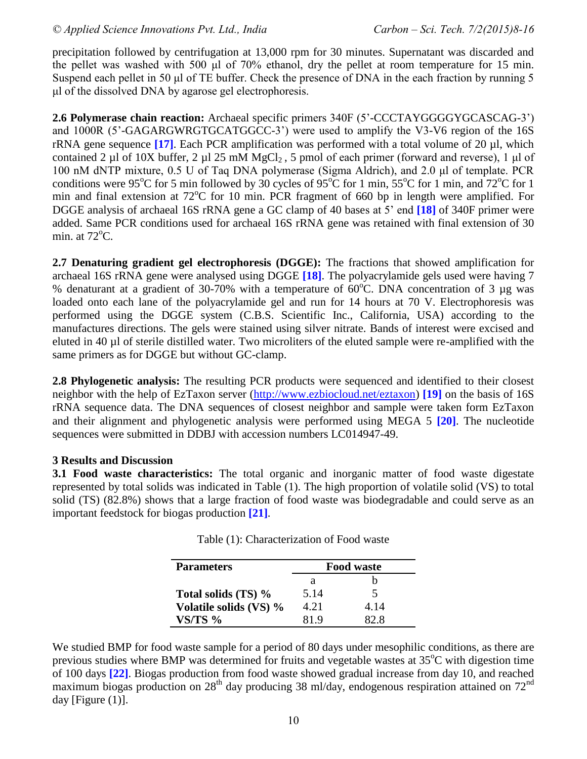precipitation followed by centrifugation at 13,000 rpm for 30 minutes. Supernatant was discarded and the pellet was washed with 500 μl of 70% ethanol, dry the pellet at room temperature for 15 min. Suspend each pellet in 50 μl of TE buffer. Check the presence of DNA in the each fraction by running 5 μl of the dissolved DNA by agarose gel electrophoresis.

**2.6 Polymerase chain reaction:** Archaeal specific primers 340F (5'-CCCTAYGGGGYGCASCAG-3') and 1000R (5'-GAGARGWRGTGCATGGCC-3') were used to amplify the V3-V6 region of the 16S rRNA gene sequence **[17]**. Each PCR amplification was performed with a total volume of 20 µl, which contained 2 µl of 10X buffer, 2 µl 25 mM $MgCl_2$ , 5 pmol of each primer (forward and reverse), 1 µl of 100 nM dNTP mixture, 0.5 U of Taq DNA polymerase (Sigma Aldrich), and 2.0 µl of template. PCR conditions were 95$^o$C for 5 min followed by 30 cycles of 95$^o$C for 1 min, 55$^o$C for 1 min, and 72$^o$C for 1 min and final extension at 72$^o$C for 10 min. PCR fragment of 660 bp in length were amplified. For DGGE analysis of archaeal 16S rRNA gene a GC clamp of 40 bases at 5' end **[18]** of 340F primer were added. Same PCR conditions used for archaeal 16S rRNA gene was retained with final extension of 30 min. at 72$^o$C.

**2.7 Denaturing gradient gel electrophoresis (DGGE):** The fractions that showed amplification for archaeal 16S rRNA gene were analysed using DGGE **[18]**. The polyacrylamide gels used were having 7 % denaturant at a gradient of 30-70% with a temperature of 60$^o$C. DNA concentration of 3 µg was loaded onto each lane of the polyacrylamide gel and run for 14 hours at 70 V. Electrophoresis was performed using the DGGE system (C.B.S. Scientific Inc., California, USA) according to the manufactures directions. The gels were stained using silver nitrate. Bands of interest were excised and eluted in 40 µl of sterile distilled water. Two microliters of the eluted sample were re-amplified with the same primers as for DGGE but without GC-clamp.

**2.8 Phylogenetic analysis:** The resulting PCR products were sequenced and identified to their closest neighbor with the help of EzTaxon server (http://www.ezbiocloud.net/eztaxon) **[19]** on the basis of 16S rRNA sequence data. The DNA sequences of closest neighbor and sample were taken form EzTaxon and their alignment and phylogenetic analysis were performed using MEGA 5 **[20]**. The nucleotide sequences were submitted in DDBJ with accession numbers LC014947-49.

## 3 Results and Discussion

**3.1 Food waste characteristics:** The total organic and inorganic matter of food waste digestate represented by total solids was indicated in Table (1). The high proportion of volatile solid (VS) to total solid (TS) (82.8%) shows that a large fraction of food waste was biodegradable and could serve as an important feedstock for biogas production **[21]**.

Table (1): Characterization of Food waste

| Parameters | Food waste | |
|---|---|---|
| | a | b |
| **Total solids (TS) %** | 5.14 | 5 |
| **Volatile solids (VS) %** | 4.21 | 4.14 |
| **VS/TS %** | 81.9 | 82.8 |

We studied BMP for food waste sample for a period of 80 days under mesophilic conditions, as there are previous studies where BMP was determined for fruits and vegetable wastes at 35$^o$C with digestion time of 100 days **[22]**. Biogas production from food waste showed gradual increase from day 10, and reached maximum biogas production on 28$^{th}$ day producing 38 ml/day, endogenous respiration attained on 72$^{nd}$ day [Figure (1)].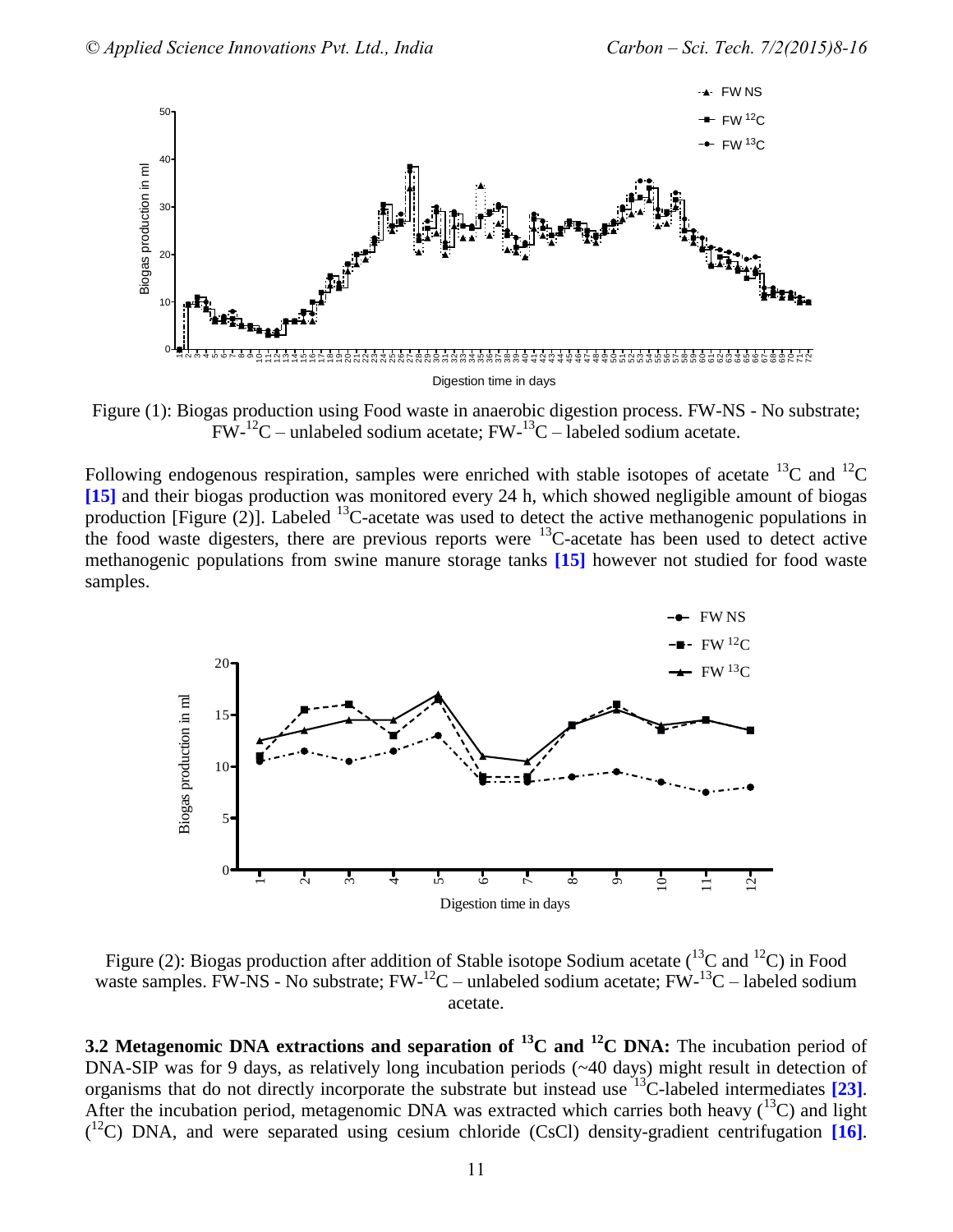Figure (1): Biogas production using Food waste in anaerobic digestion process. FW-NS - No substrate; FW-$^{12}C$ – unlabeled sodium acetate; FW-$^{13}C$ – labeled sodium acetate.

Following endogenous respiration, samples were enriched with stable isotopes of acetate $^{13}C$ and $^{12}C$ [15] and their biogas production was monitored every 24 h, which showed negligible amount of biogas production [Figure (2)]. Labeled $^{13}C$-acetate was used to detect the active methanogenic populations in the food waste digesters, there are previous reports were $^{13}C$-acetate has been used to detect active methanogenic populations from swine manure storage tanks [15] however not studied for food waste samples.

Figure (2): Biogas production after addition of Stable isotope Sodium acetate ($^{13}C$ and $^{12}C$) in Food waste samples. FW-NS - No substrate; FW-$^{12}C$ – unlabeled sodium acetate; FW-$^{13}C$ – labeled sodium acetate.

**3.2 Metagenomic DNA extractions and separation of $^{13}C$ and $^{12}C$ DNA:** The incubation period of DNA-SIP was for 9 days, as relatively long incubation periods (~40 days) might result in detection of organisms that do not directly incorporate the substrate but instead use $^{13}C$-labeled intermediates [23]. After the incubation period, metagenomic DNA was extracted which carries both heavy ($^{13}C$) and light ($^{12}C$) DNA, and were separated using cesium chloride (CsCl) density-gradient centrifugation [16].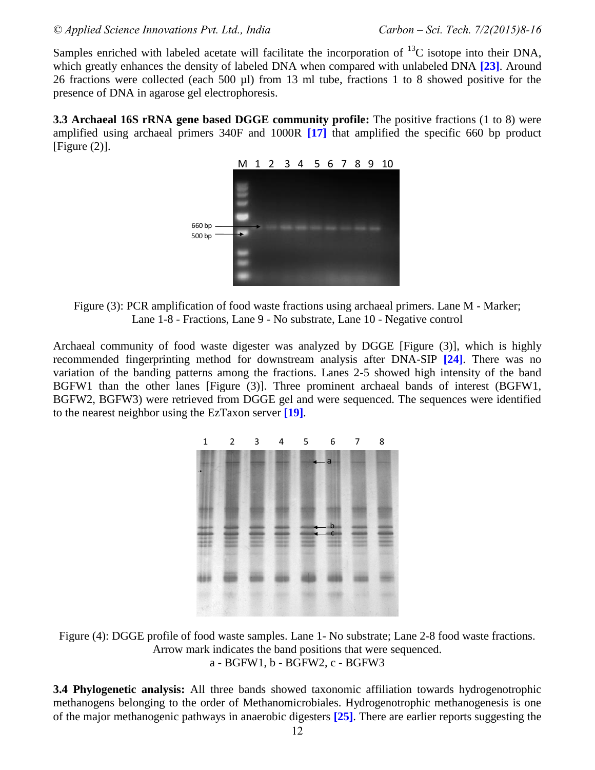Samples enriched with labeled acetate will facilitate the incorporation of $^{13}$C isotope into their DNA, which greatly enhances the density of labeled DNA when compared with unlabeled DNA [23]. Around 26 fractions were collected (each 500 µl) from 13 ml tube, fractions 1 to 8 showed positive for the presence of DNA in agarose gel electrophoresis.

**3.3 Archaeal 16S rRNA gene based DGGE community profile:** The positive fractions (1 to 8) were amplified using archaeal primers 340F and 1000R [17] that amplified the specific 660 bp product [Figure (2)].

Figure (3): PCR amplification of food waste fractions using archaeal primers. Lane M - Marker; Lane 1-8 - Fractions, Lane 9 - No substrate, Lane 10 - Negative control

Archaeal community of food waste digester was analyzed by DGGE [Figure (3)], which is highly recommended fingerprinting method for downstream analysis after DNA-SIP [24]. There was no variation of the banding patterns among the fractions. Lanes 2-5 showed high intensity of the band BGFW1 than the other lanes [Figure (3)]. Three prominent archaeal bands of interest (BGFW1, BGFW2, BGFW3) were retrieved from DGGE gel and were sequenced. The sequences were identified to the nearest neighbor using the EzTaxon server [19].

Figure (4): DGGE profile of food waste samples. Lane 1- No substrate; Lane 2-8 food waste fractions. Arrow mark indicates the band positions that were sequenced.
a - BGFW1, b - BGFW2, c - BGFW3

**3.4 Phylogenetic analysis:** All three bands showed taxonomic affiliation towards hydrogenotrophic methanogens belonging to the order of Methanomicrobiales. Hydrogenotrophic methanogenesis is one of the major methanogenic pathways in anaerobic digesters [25]. There are earlier reports suggesting the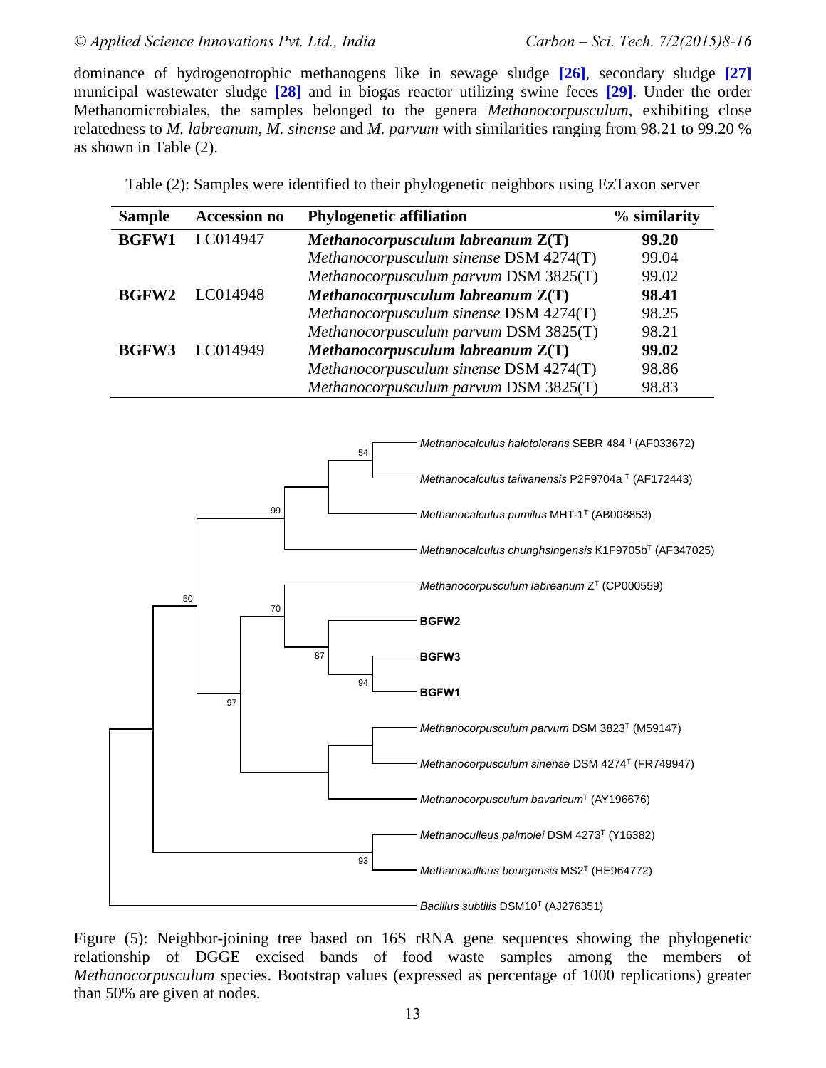dominance of hydrogenotrophic methanogens like in sewage sludge **[26]**, secondary sludge **[27]** municipal wastewater sludge **[28]** and in biogas reactor utilizing swine feces **[29]**. Under the order Methanomicrobiales, the samples belonged to the genera *Methanocorpusculum*, exhibiting close relatedness to *M. labreanum*, *M. sinense* and *M. parvum* with similarities ranging from 98.21 to 99.20 % as shown in Table (2).

Table (2): Samples were identified to their phylogenetic neighbors using EzTaxon server

| Sample | Accession no | Phylogenetic affiliation | % similarity |
|---|---|---|---|
| **BGFW1** | LC014947 | ***Methanocorpusculum labreanum* Z(T)** | **99.20** |
| | | *Methanocorpusculum sinense* DSM 4274(T) | 99.04 |
| | | *Methanocorpusculum parvum* DSM 3825(T) | 99.02 |
| **BGFW2** | LC014948 | ***Methanocorpusculum labreanum* Z(T)** | **98.41** |
| | | *Methanocorpusculum sinense* DSM 4274(T) | 98.25 |
| | | *Methanocorpusculum parvum* DSM 3825(T) | 98.21 |
| **BGFW3** | LC014949 | ***Methanocorpusculum labreanum* Z(T)** | **99.02** |
| | | *Methanocorpusculum sinense* DSM 4274(T) | 98.86 |
| | | *Methanocorpusculum parvum* DSM 3825(T) | 98.83 |

Figure (5): Neighbor-joining tree based on 16S rRNA gene sequences showing the phylogenetic relationship of DGGE excised bands of food waste samples among the members of *Methanocorpusculum* species. Bootstrap values (expressed as percentage of 1000 replications) greater than 50% are given at nodes.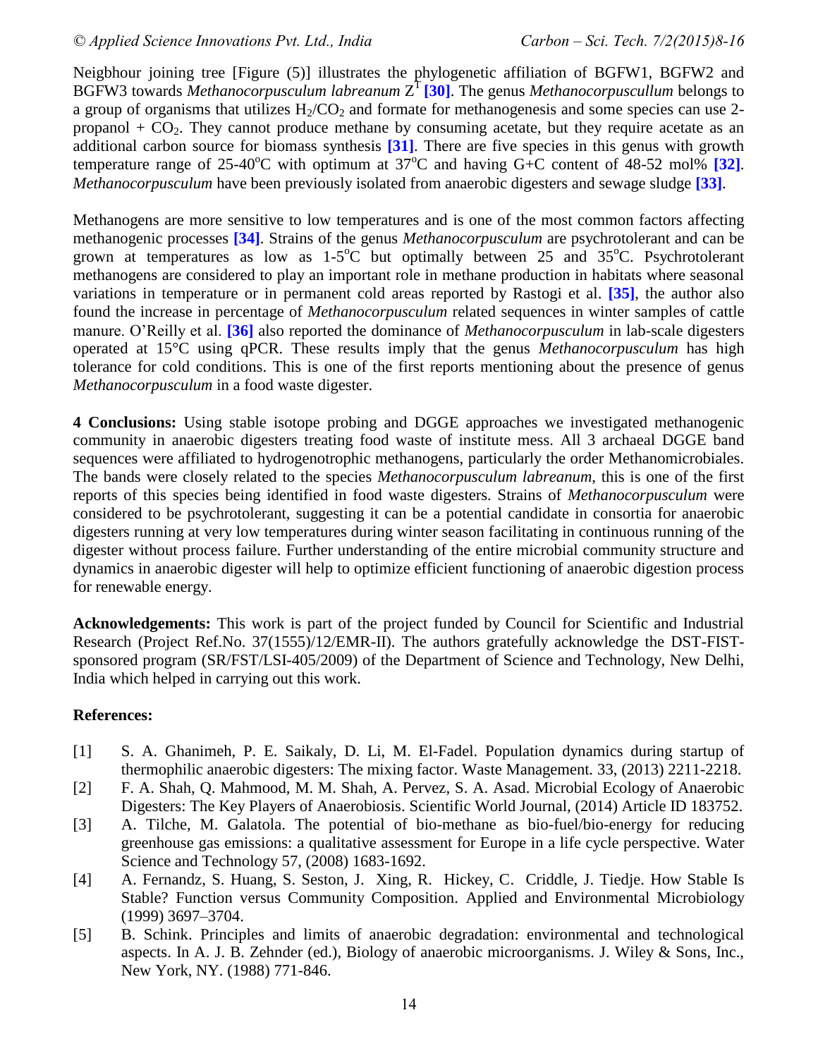Neigbhour joining tree [Figure (5)] illustrates the phylogenetic affiliation of BGFW1, BGFW2 and BGFW3 towards *Methanocorpusculum labreanum* $Z^T$ **[30]**. The genus *Methanocorpuscullum* belongs to a group of organisms that utilizes $H_2/CO_2$ and formate for methanogenesis and some species can use 2-propanol + $CO_2$. They cannot produce methane by consuming acetate, but they require acetate as an additional carbon source for biomass synthesis **[31]**. There are five species in this genus with growth temperature range of 25-40$^o$C with optimum at 37$^o$C and having G+C content of 48-52 mol% **[32]**. *Methanocorpusculum* have been previously isolated from anaerobic digesters and sewage sludge **[33]**.

Methanogens are more sensitive to low temperatures and is one of the most common factors affecting methanogenic processes **[34]**. Strains of the genus *Methanocorpusculum* are psychrotolerant and can be grown at temperatures as low as 1-5$^o$C but optimally between 25 and 35$^o$C. Psychrotolerant methanogens are considered to play an important role in methane production in habitats where seasonal variations in temperature or in permanent cold areas reported by Rastogi et al. **[35]**, the author also found the increase in percentage of *Methanocorpusculum* related sequences in winter samples of cattle manure. O'Reilly et al. **[36]** also reported the dominance of *Methanocorpusculum* in lab-scale digesters operated at 15°C using qPCR. These results imply that the genus *Methanocorpusculum* has high tolerance for cold conditions. This is one of the first reports mentioning about the presence of genus *Methanocorpusculum* in a food waste digester.

**4 Conclusions:** Using stable isotope probing and DGGE approaches we investigated methanogenic community in anaerobic digesters treating food waste of institute mess. All 3 archaeal DGGE band sequences were affiliated to hydrogenotrophic methanogens, particularly the order Methanomicrobiales. The bands were closely related to the species *Methanocorpusculum labreanum*, this is one of the first reports of this species being identified in food waste digesters. Strains of *Methanocorpusculum* were considered to be psychrotolerant, suggesting it can be a potential candidate in consortia for anaerobic digesters running at very low temperatures during winter season facilitating in continuous running of the digester without process failure. Further understanding of the entire microbial community structure and dynamics in anaerobic digester will help to optimize efficient functioning of anaerobic digestion process for renewable energy.

**Acknowledgements:** This work is part of the project funded by Council for Scientific and Industrial Research (Project Ref.No. 37(1555)/12/EMR-II). The authors gratefully acknowledge the DST-FIST-sponsored program (SR/FST/LSI-405/2009) of the Department of Science and Technology, New Delhi, India which helped in carrying out this work.

**References:**

[1] S. A. Ghanimeh, P. E. Saikaly, D. Li, M. El-Fadel. Population dynamics during startup of thermophilic anaerobic digesters: The mixing factor. Waste Management. 33, (2013) 2211-2218.

[2] F. A. Shah, Q. Mahmood, M. M. Shah, A. Pervez, S. A. Asad. Microbial Ecology of Anaerobic Digesters: The Key Players of Anaerobiosis. Scientific World Journal, (2014) Article ID 183752.

[3] A. Tilche, M. Galatola. The potential of bio-methane as bio-fuel/bio-energy for reducing greenhouse gas emissions: a qualitative assessment for Europe in a life cycle perspective. Water Science and Technology 57, (2008) 1683-1692.

[4] A. Fernandz, S. Huang, S. Seston, J. Xing, R. Hickey, C. Criddle, J. Tiedje. How Stable Is Stable? Function versus Community Composition. Applied and Environmental Microbiology (1999) 3697–3704.

[5] B. Schink. Principles and limits of anaerobic degradation: environmental and technological aspects. In A. J. B. Zehnder (ed.), Biology of anaerobic microorganisms. J. Wiley & Sons, Inc., New York, NY. (1988) 771-846.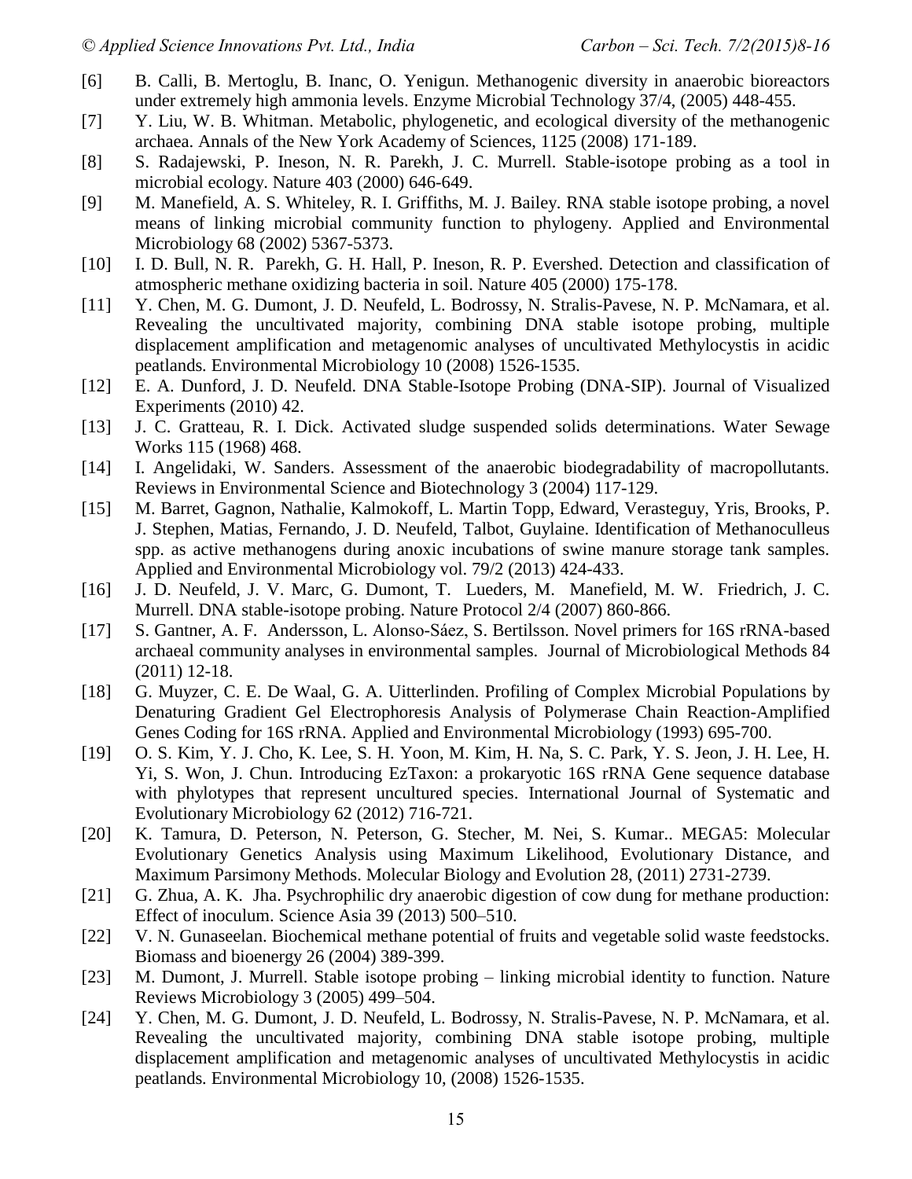[6] B. Calli, B. Mertoglu, B. Inanc, O. Yenigun. Methanogenic diversity in anaerobic bioreactors under extremely high ammonia levels. Enzyme Microbial Technology 37/4, (2005) 448-455.

[7] Y. Liu, W. B. Whitman. Metabolic, phylogenetic, and ecological diversity of the methanogenic archaea. Annals of the New York Academy of Sciences, 1125 (2008) 171-189.

[8] S. Radajewski, P. Ineson, N. R. Parekh, J. C. Murrell. Stable-isotope probing as a tool in microbial ecology. Nature 403 (2000) 646-649.

[9] M. Manefield, A. S. Whiteley, R. I. Griffiths, M. J. Bailey. RNA stable isotope probing, a novel means of linking microbial community function to phylogeny. Applied and Environmental Microbiology 68 (2002) 5367-5373.

[10] I. D. Bull, N. R. Parekh, G. H. Hall, P. Ineson, R. P. Evershed. Detection and classification of atmospheric methane oxidizing bacteria in soil. Nature 405 (2000) 175-178.

[11] Y. Chen, M. G. Dumont, J. D. Neufeld, L. Bodrossy, N. Stralis-Pavese, N. P. McNamara, et al. Revealing the uncultivated majority, combining DNA stable isotope probing, multiple displacement amplification and metagenomic analyses of uncultivated Methylocystis in acidic peatlands. Environmental Microbiology 10 (2008) 1526-1535.

[12] E. A. Dunford, J. D. Neufeld. DNA Stable-Isotope Probing (DNA-SIP). Journal of Visualized Experiments (2010) 42.

[13] J. C. Gratteau, R. I. Dick. Activated sludge suspended solids determinations. Water Sewage Works 115 (1968) 468.

[14] I. Angelidaki, W. Sanders. Assessment of the anaerobic biodegradability of macropollutants. Reviews in Environmental Science and Biotechnology 3 (2004) 117-129.

[15] M. Barret, Gagnon, Nathalie, Kalmokoff, L. Martin Topp, Edward, Verasteguy, Yris, Brooks, P. J. Stephen, Matias, Fernando, J. D. Neufeld, Talbot, Guylaine. Identification of Methanoculleus spp. as active methanogens during anoxic incubations of swine manure storage tank samples. Applied and Environmental Microbiology vol. 79/2 (2013) 424-433.

[16] J. D. Neufeld, J. V. Marc, G. Dumont, T. Lueders, M. Manefield, M. W. Friedrich, J. C. Murrell. DNA stable-isotope probing. Nature Protocol 2/4 (2007) 860-866.

[17] S. Gantner, A. F. Andersson, L. Alonso-Sáez, S. Bertilsson. Novel primers for 16S rRNA-based archaeal community analyses in environmental samples. Journal of Microbiological Methods 84 (2011) 12-18.

[18] G. Muyzer, C. E. De Waal, G. A. Uitterlinden. Profiling of Complex Microbial Populations by Denaturing Gradient Gel Electrophoresis Analysis of Polymerase Chain Reaction-Amplified Genes Coding for 16S rRNA. Applied and Environmental Microbiology (1993) 695-700.

[19] O. S. Kim, Y. J. Cho, K. Lee, S. H. Yoon, M. Kim, H. Na, S. C. Park, Y. S. Jeon, J. H. Lee, H. Yi, S. Won, J. Chun. Introducing EzTaxon: a prokaryotic 16S rRNA Gene sequence database with phylotypes that represent uncultured species. International Journal of Systematic and Evolutionary Microbiology 62 (2012) 716-721.

[20] K. Tamura, D. Peterson, N. Peterson, G. Stecher, M. Nei, S. Kumar.. MEGA5: Molecular Evolutionary Genetics Analysis using Maximum Likelihood, Evolutionary Distance, and Maximum Parsimony Methods. Molecular Biology and Evolution 28, (2011) 2731-2739.

[21] G. Zhua, A. K. Jha. Psychrophilic dry anaerobic digestion of cow dung for methane production: Effect of inoculum. Science Asia 39 (2013) 500–510.

[22] V. N. Gunaseelan. Biochemical methane potential of fruits and vegetable solid waste feedstocks. Biomass and bioenergy 26 (2004) 389-399.

[23] M. Dumont, J. Murrell. Stable isotope probing – linking microbial identity to function. Nature Reviews Microbiology 3 (2005) 499–504.

[24] Y. Chen, M. G. Dumont, J. D. Neufeld, L. Bodrossy, N. Stralis-Pavese, N. P. McNamara, et al. Revealing the uncultivated majority, combining DNA stable isotope probing, multiple displacement amplification and metagenomic analyses of uncultivated Methylocystis in acidic peatlands. Environmental Microbiology 10, (2008) 1526-1535.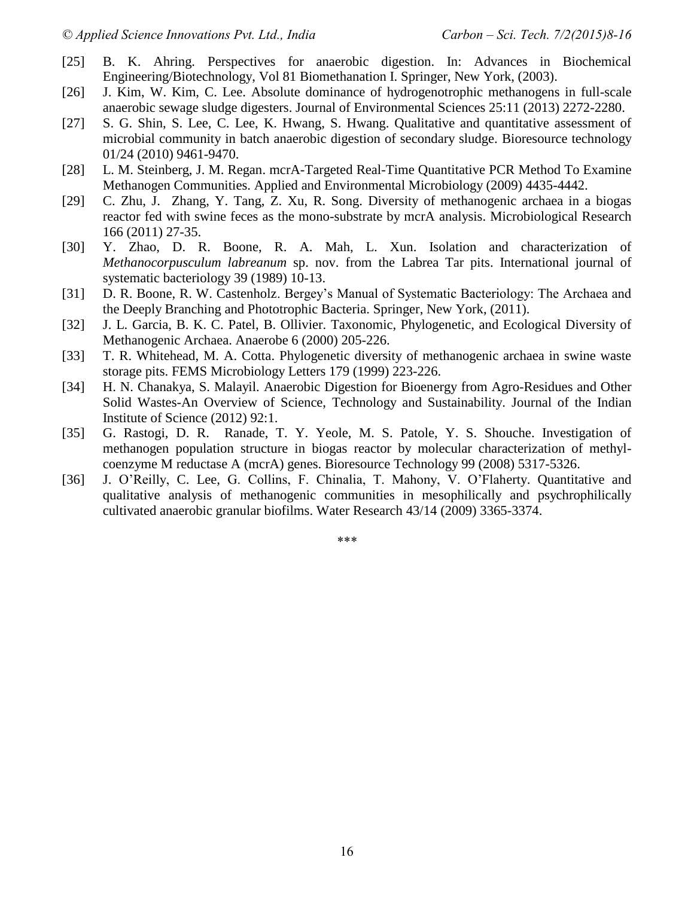[25] B. K. Ahring. Perspectives for anaerobic digestion. In: Advances in Biochemical Engineering/Biotechnology, Vol 81 Biomethanation I. Springer, New York, (2003).

[26] J. Kim, W. Kim, C. Lee. Absolute dominance of hydrogenotrophic methanogens in full-scale anaerobic sewage sludge digesters. Journal of Environmental Sciences 25:11 (2013) 2272-2280.

[27] S. G. Shin, S. Lee, C. Lee, K. Hwang, S. Hwang. Qualitative and quantitative assessment of microbial community in batch anaerobic digestion of secondary sludge. Bioresource technology 01/24 (2010) 9461-9470.

[28] L. M. Steinberg, J. M. Regan. mcrA-Targeted Real-Time Quantitative PCR Method To Examine Methanogen Communities. Applied and Environmental Microbiology (2009) 4435-4442.

[29] C. Zhu, J. Zhang, Y. Tang, Z. Xu, R. Song. Diversity of methanogenic archaea in a biogas reactor fed with swine feces as the mono-substrate by mcrA analysis. Microbiological Research 166 (2011) 27-35.

[30] Y. Zhao, D. R. Boone, R. A. Mah, L. Xun. Isolation and characterization of *Methanocorpusculum labreanum* sp. nov. from the Labrea Tar pits. International journal of systematic bacteriology 39 (1989) 10-13.

[31] D. R. Boone, R. W. Castenholz. Bergey's Manual of Systematic Bacteriology: The Archaea and the Deeply Branching and Phototrophic Bacteria. Springer, New York, (2011).

[32] J. L. Garcia, B. K. C. Patel, B. Ollivier. Taxonomic, Phylogenetic, and Ecological Diversity of Methanogenic Archaea. Anaerobe 6 (2000) 205-226.

[33] T. R. Whitehead, M. A. Cotta. Phylogenetic diversity of methanogenic archaea in swine waste storage pits. FEMS Microbiology Letters 179 (1999) 223-226.

[34] H. N. Chanakya, S. Malayil. Anaerobic Digestion for Bioenergy from Agro-Residues and Other Solid Wastes-An Overview of Science, Technology and Sustainability. Journal of the Indian Institute of Science (2012) 92:1.

[35] G. Rastogi, D. R. Ranade, T. Y. Yeole, M. S. Patole, Y. S. Shouche. Investigation of methanogen population structure in biogas reactor by molecular characterization of methyl-coenzyme M reductase A (mcrA) genes. Bioresource Technology 99 (2008) 5317-5326.

[36] J. O'Reilly, C. Lee, G. Collins, F. Chinalia, T. Mahony, V. O'Flaherty. Quantitative and qualitative analysis of methanogenic communities in mesophilically and psychrophilically cultivated anaerobic granular biofilms. Water Research 43/14 (2009) 3365-3374.

***